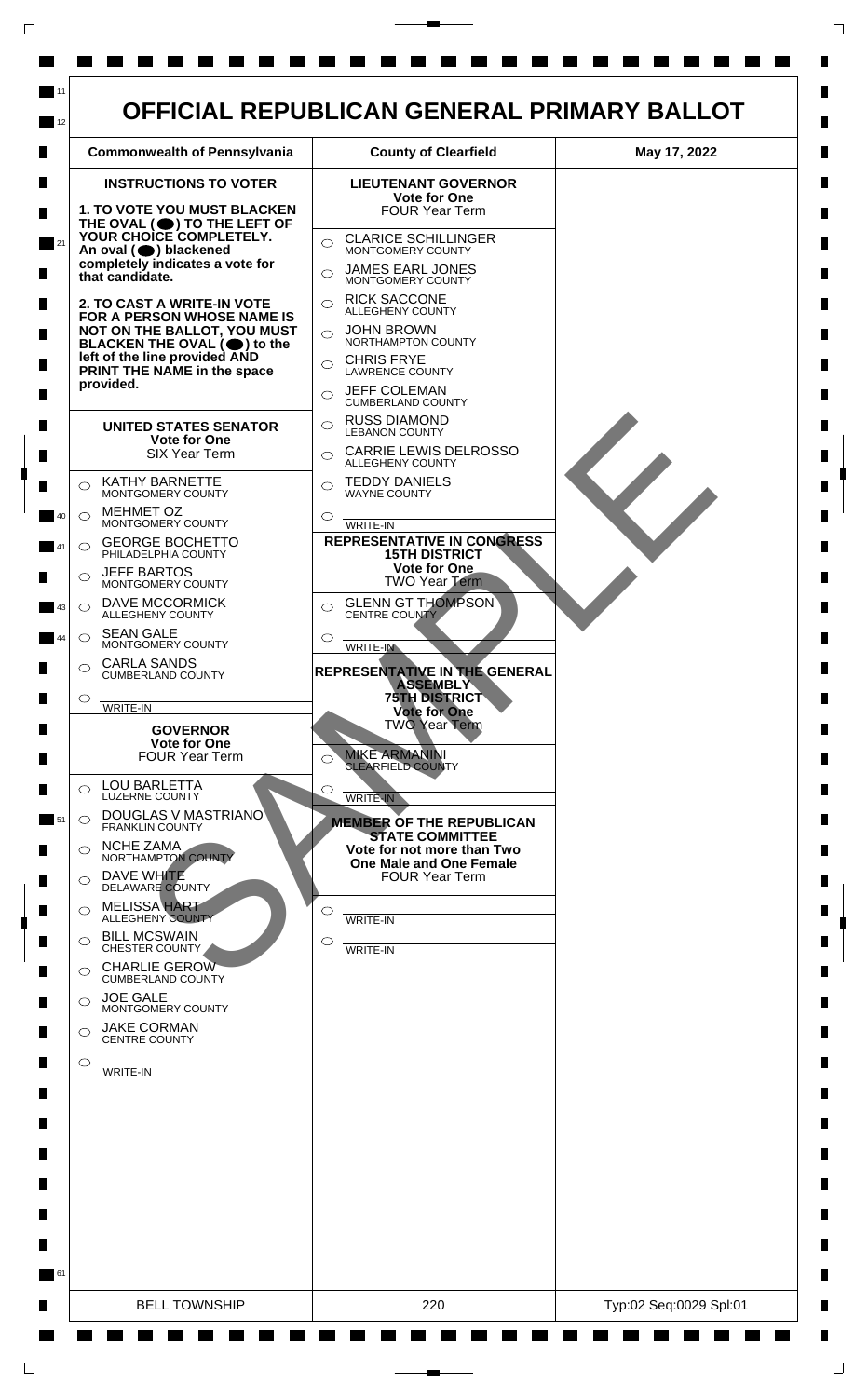# OFFICIAL REPUBLICAN GENERAL PRIMARY BALLOT

| Commonwealth of Pennsylvania | County of Clearfield | May 17, 2022 |
|---|---|---|

## INSTRUCTIONS TO VOTER

**1. TO VOTE YOU MUST BLACKEN THE OVAL (⬤) TO THE LEFT OF YOUR CHOICE COMPLETELY. An oval (⬤) blackened completely indicates a vote for that candidate.**

**2. TO CAST A WRITE-IN VOTE FOR A PERSON WHOSE NAME IS NOT ON THE BALLOT, YOU MUST BLACKEN THE OVAL (⬤) to the left of the line provided AND PRINT THE NAME in the space provided.**

### UNITED STATES SENATOR
**Vote for One**
SIX Year Term

- ○ KATHY BARNETTE — MONTGOMERY COUNTY
- ○ MEHMET OZ — MONTGOMERY COUNTY
- ○ GEORGE BOCHETTO — PHILADELPHIA COUNTY
- ○ JEFF BARTOS — MONTGOMERY COUNTY
- ○ DAVE MCCORMICK — ALLEGHENY COUNTY
- ○ SEAN GALE — MONTGOMERY COUNTY
- ○ CARLA SANDS — CUMBERLAND COUNTY
- ○ ________ WRITE-IN

### GOVERNOR
**Vote for One**
FOUR Year Term

- ○ LOU BARLETTA — LUZERNE COUNTY
- ○ DOUGLAS V MASTRIANO — FRANKLIN COUNTY
- ○ NCHE ZAMA — NORTHAMPTON COUNTY
- ○ DAVE WHITE — DELAWARE COUNTY
- ○ MELISSA HART — ALLEGHENY COUNTY
- ○ BILL MCSWAIN — CHESTER COUNTY
- ○ CHARLIE GEROW — CUMBERLAND COUNTY
- ○ JOE GALE — MONTGOMERY COUNTY
- ○ JAKE CORMAN — CENTRE COUNTY
- ○ ________ WRITE-IN

### LIEUTENANT GOVERNOR
**Vote for One**
FOUR Year Term

- ○ CLARICE SCHILLINGER — MONTGOMERY COUNTY
- ○ JAMES EARL JONES — MONTGOMERY COUNTY
- ○ RICK SACCONE — ALLEGHENY COUNTY
- ○ JOHN BROWN — NORTHAMPTON COUNTY
- ○ CHRIS FRYE — LAWRENCE COUNTY
- ○ JEFF COLEMAN — CUMBERLAND COUNTY
- ○ RUSS DIAMOND — LEBANON COUNTY
- ○ CARRIE LEWIS DELROSSO — ALLEGHENY COUNTY
- ○ TEDDY DANIELS — WAYNE COUNTY
- ○ ________ WRITE-IN

### REPRESENTATIVE IN CONGRESS 15TH DISTRICT
**Vote for One**
TWO Year Term

- ○ GLENN GT THOMPSON — CENTRE COUNTY
- ○ ________ WRITE-IN

### REPRESENTATIVE IN THE GENERAL ASSEMBLY 75TH DISTRICT
**Vote for One**
TWO Year Term

- ○ MIKE ARMANINI — CLEARFIELD COUNTY
- ○ ________ WRITE-IN

### MEMBER OF THE REPUBLICAN STATE COMMITTEE
**Vote for not more than Two**
**One Male and One Female**
FOUR Year Term

- ○ ________ WRITE-IN
- ○ ________ WRITE-IN

SAMPLE

| BELL TOWNSHIP | 220 | Typ:02 Seq:0029 Spl:01 |
|---|---|---|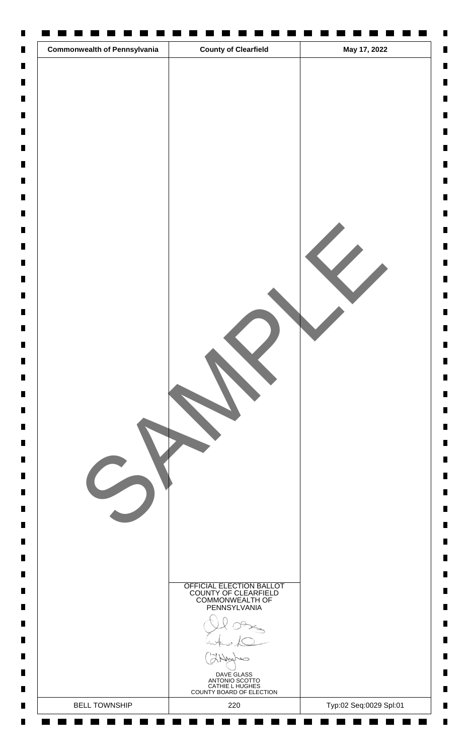| Commonwealth of Pennsylvania | County of Clearfield | May 17, 2022 |
| --- | --- | --- |
| | OFFICIAL ELECTION BALLOT<br>COUNTY OF CLEARFIELD<br>COMMONWEALTH OF PENNSYLVANIA<br><br>DAVE GLASS<br>ANTONIO SCOTTO<br>CATHIE L HUGHES<br>COUNTY BOARD OF ELECTION | |
| BELL TOWNSHIP | 220 | Typ:02 Seq:0029 Spl:01 |

SAMPLE